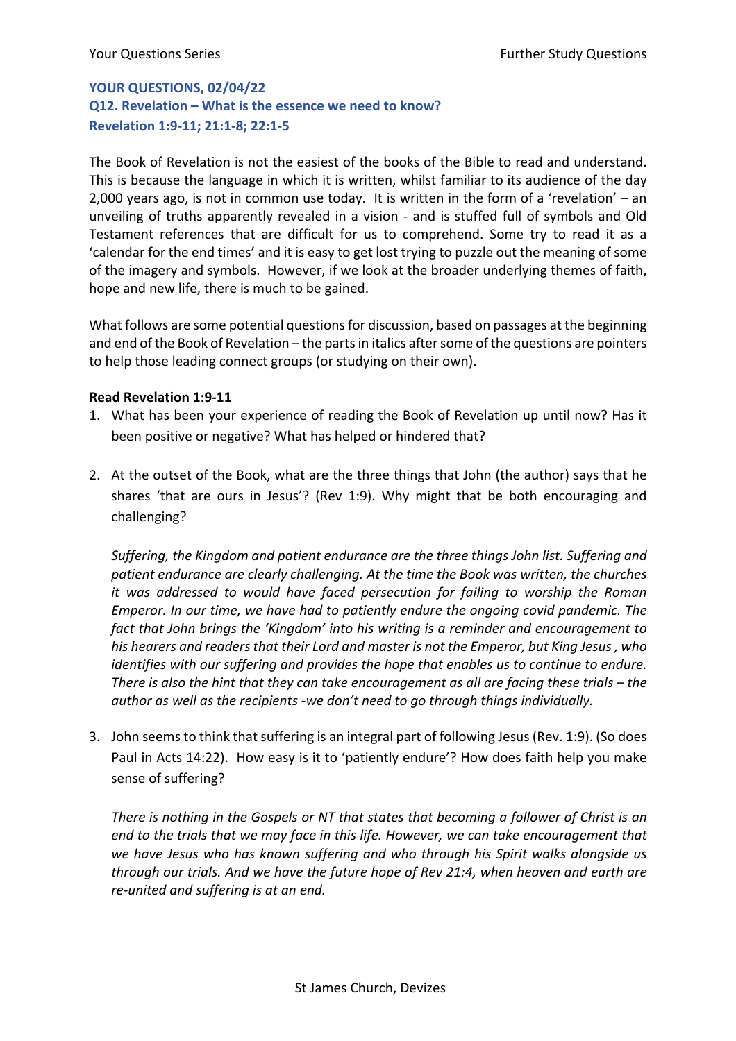## YOUR QUESTIONS, 02/04/22

### Q12. Revelation – What is the essence we need to know?

### Revelation 1:9-11; 21:1-8; 22:1-5

The Book of Revelation is not the easiest of the books of the Bible to read and understand. This is because the language in which it is written, whilst familiar to its audience of the day 2,000 years ago, is not in common use today. It is written in the form of a 'revelation' – an unveiling of truths apparently revealed in a vision - and is stuffed full of symbols and Old Testament references that are difficult for us to comprehend. Some try to read it as a 'calendar for the end times' and it is easy to get lost trying to puzzle out the meaning of some of the imagery and symbols. However, if we look at the broader underlying themes of faith, hope and new life, there is much to be gained.

What follows are some potential questions for discussion, based on passages at the beginning and end of the Book of Revelation – the parts in italics after some of the questions are pointers to help those leading connect groups (or studying on their own).

**Read Revelation 1:9-11**

1. What has been your experience of reading the Book of Revelation up until now? Has it been positive or negative? What has helped or hindered that?

2. At the outset of the Book, what are the three things that John (the author) says that he shares 'that are ours in Jesus'? (Rev 1:9). Why might that be both encouraging and challenging?

   *Suffering, the Kingdom and patient endurance are the three things John list. Suffering and patient endurance are clearly challenging. At the time the Book was written, the churches it was addressed to would have faced persecution for failing to worship the Roman Emperor. In our time, we have had to patiently endure the ongoing covid pandemic. The fact that John brings the 'Kingdom' into his writing is a reminder and encouragement to his hearers and readers that their Lord and master is not the Emperor, but King Jesus , who identifies with our suffering and provides the hope that enables us to continue to endure. There is also the hint that they can take encouragement as all are facing these trials – the author as well as the recipients -we don't need to go through things individually.*

3. John seems to think that suffering is an integral part of following Jesus (Rev. 1:9). (So does Paul in Acts 14:22). How easy is it to 'patiently endure'? How does faith help you make sense of suffering?

   *There is nothing in the Gospels or NT that states that becoming a follower of Christ is an end to the trials that we may face in this life. However, we can take encouragement that we have Jesus who has known suffering and who through his Spirit walks alongside us through our trials. And we have the future hope of Rev 21:4, when heaven and earth are re-united and suffering is at an end.*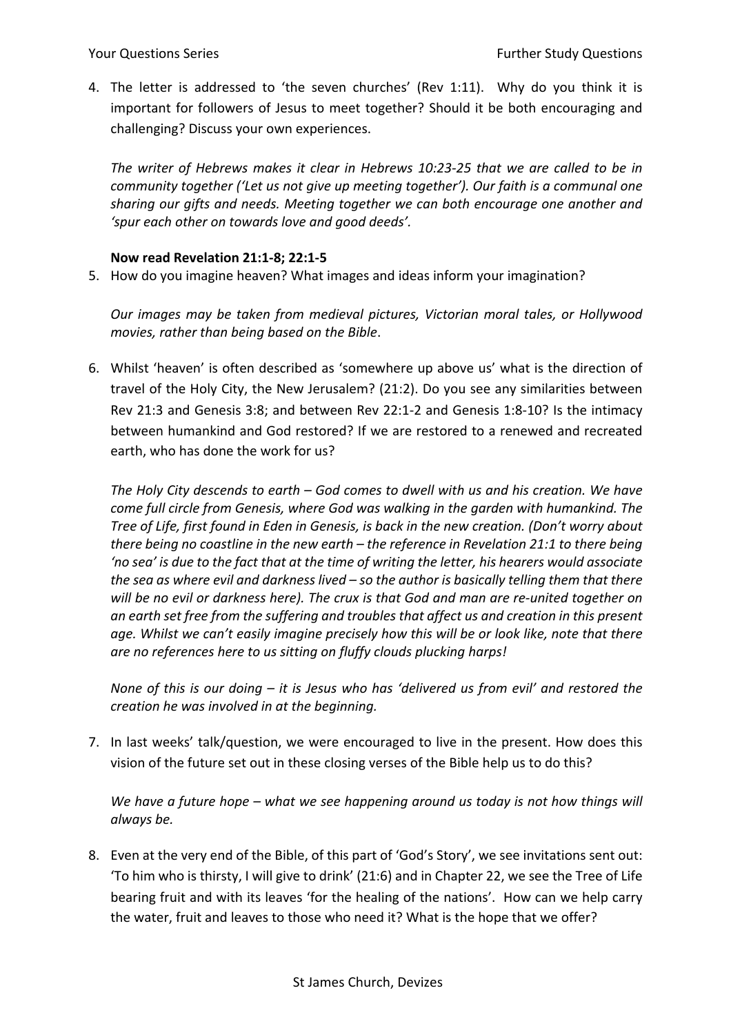4. The letter is addressed to 'the seven churches' (Rev 1:11). Why do you think it is important for followers of Jesus to meet together? Should it be both encouraging and challenging? Discuss your own experiences.

   *The writer of Hebrews makes it clear in Hebrews 10:23-25 that we are called to be in community together ('Let us not give up meeting together'). Our faith is a communal one sharing our gifts and needs. Meeting together we can both encourage one another and 'spur each other on towards love and good deeds'.*

   **Now read Revelation 21:1-8; 22:1-5**

5. How do you imagine heaven? What images and ideas inform your imagination?

   *Our images may be taken from medieval pictures, Victorian moral tales, or Hollywood movies, rather than being based on the Bible*.

6. Whilst 'heaven' is often described as 'somewhere up above us' what is the direction of travel of the Holy City, the New Jerusalem? (21:2). Do you see any similarities between Rev 21:3 and Genesis 3:8; and between Rev 22:1-2 and Genesis 1:8-10? Is the intimacy between humankind and God restored? If we are restored to a renewed and recreated earth, who has done the work for us?

   *The Holy City descends to earth – God comes to dwell with us and his creation. We have come full circle from Genesis, where God was walking in the garden with humankind. The Tree of Life, first found in Eden in Genesis, is back in the new creation. (Don't worry about there being no coastline in the new earth – the reference in Revelation 21:1 to there being 'no sea' is due to the fact that at the time of writing the letter, his hearers would associate the sea as where evil and darkness lived – so the author is basically telling them that there will be no evil or darkness here). The crux is that God and man are re-united together on an earth set free from the suffering and troubles that affect us and creation in this present age. Whilst we can't easily imagine precisely how this will be or look like, note that there are no references here to us sitting on fluffy clouds plucking harps!*

   *None of this is our doing – it is Jesus who has 'delivered us from evil' and restored the creation he was involved in at the beginning.*

7. In last weeks' talk/question, we were encouraged to live in the present. How does this vision of the future set out in these closing verses of the Bible help us to do this?

   *We have a future hope – what we see happening around us today is not how things will always be.*

8. Even at the very end of the Bible, of this part of 'God's Story', we see invitations sent out: 'To him who is thirsty, I will give to drink' (21:6) and in Chapter 22, we see the Tree of Life bearing fruit and with its leaves 'for the healing of the nations'. How can we help carry the water, fruit and leaves to those who need it? What is the hope that we offer?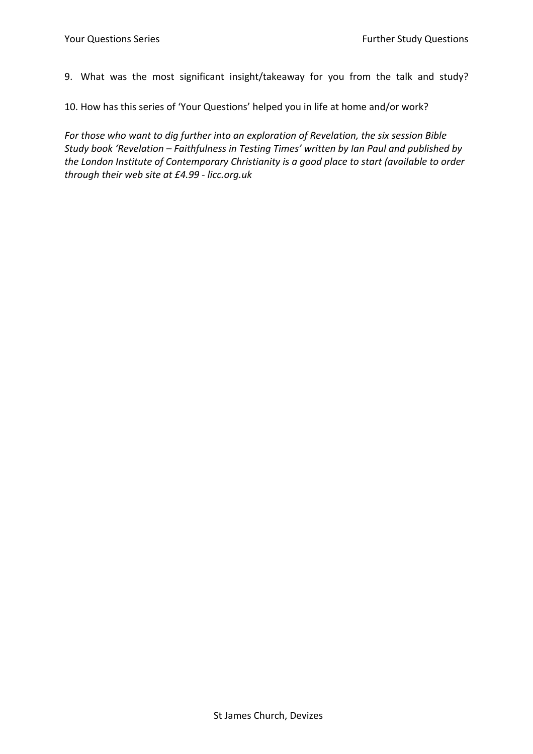9. What was the most significant insight/takeaway for you from the talk and study?

10. How has this series of 'Your Questions' helped you in life at home and/or work?

*For those who want to dig further into an exploration of Revelation, the six session Bible Study book 'Revelation – Faithfulness in Testing Times' written by Ian Paul and published by the London Institute of Contemporary Christianity is a good place to start (available to order through their web site at £4.99 - licc.org.uk*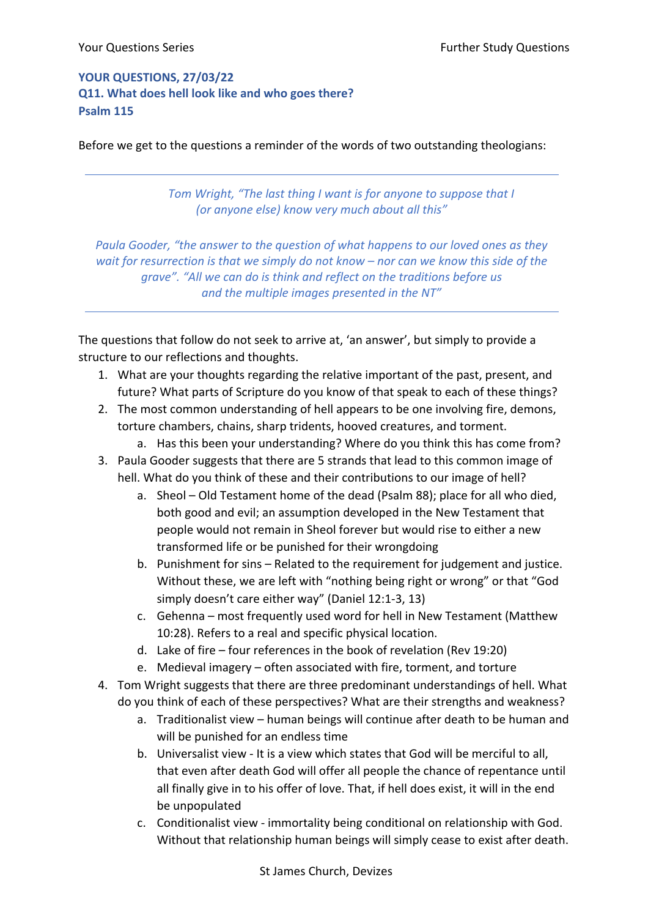**YOUR QUESTIONS, 27/03/22**
**Q11. What does hell look like and who goes there?**
**Psalm 115**

Before we get to the questions a reminder of the words of two outstanding theologians:

---

*Tom Wright, "The last thing I want is for anyone to suppose that I (or anyone else) know very much about all this"*

*Paula Gooder, "the answer to the question of what happens to our loved ones as they wait for resurrection is that we simply do not know – nor can we know this side of the grave". "All we can do is think and reflect on the traditions before us and the multiple images presented in the NT"*

---

The questions that follow do not seek to arrive at, 'an answer', but simply to provide a structure to our reflections and thoughts.

1. What are your thoughts regarding the relative important of the past, present, and future? What parts of Scripture do you know of that speak to each of these things?
2. The most common understanding of hell appears to be one involving fire, demons, torture chambers, chains, sharp tridents, hooved creatures, and torment.
   a. Has this been your understanding? Where do you think this has come from?
3. Paula Gooder suggests that there are 5 strands that lead to this common image of hell. What do you think of these and their contributions to our image of hell?
   a. Sheol – Old Testament home of the dead (Psalm 88); place for all who died, both good and evil; an assumption developed in the New Testament that people would not remain in Sheol forever but would rise to either a new transformed life or be punished for their wrongdoing
   b. Punishment for sins – Related to the requirement for judgement and justice. Without these, we are left with "nothing being right or wrong" or that "God simply doesn't care either way" (Daniel 12:1-3, 13)
   c. Gehenna – most frequently used word for hell in New Testament (Matthew 10:28). Refers to a real and specific physical location.
   d. Lake of fire – four references in the book of revelation (Rev 19:20)
   e. Medieval imagery – often associated with fire, torment, and torture
4. Tom Wright suggests that there are three predominant understandings of hell. What do you think of each of these perspectives? What are their strengths and weakness?
   a. Traditionalist view – human beings will continue after death to be human and will be punished for an endless time
   b. Universalist view - It is a view which states that God will be merciful to all, that even after death God will offer all people the chance of repentance until all finally give in to his offer of love. That, if hell does exist, it will in the end be unpopulated
   c. Conditionalist view - immortality being conditional on relationship with God. Without that relationship human beings will simply cease to exist after death.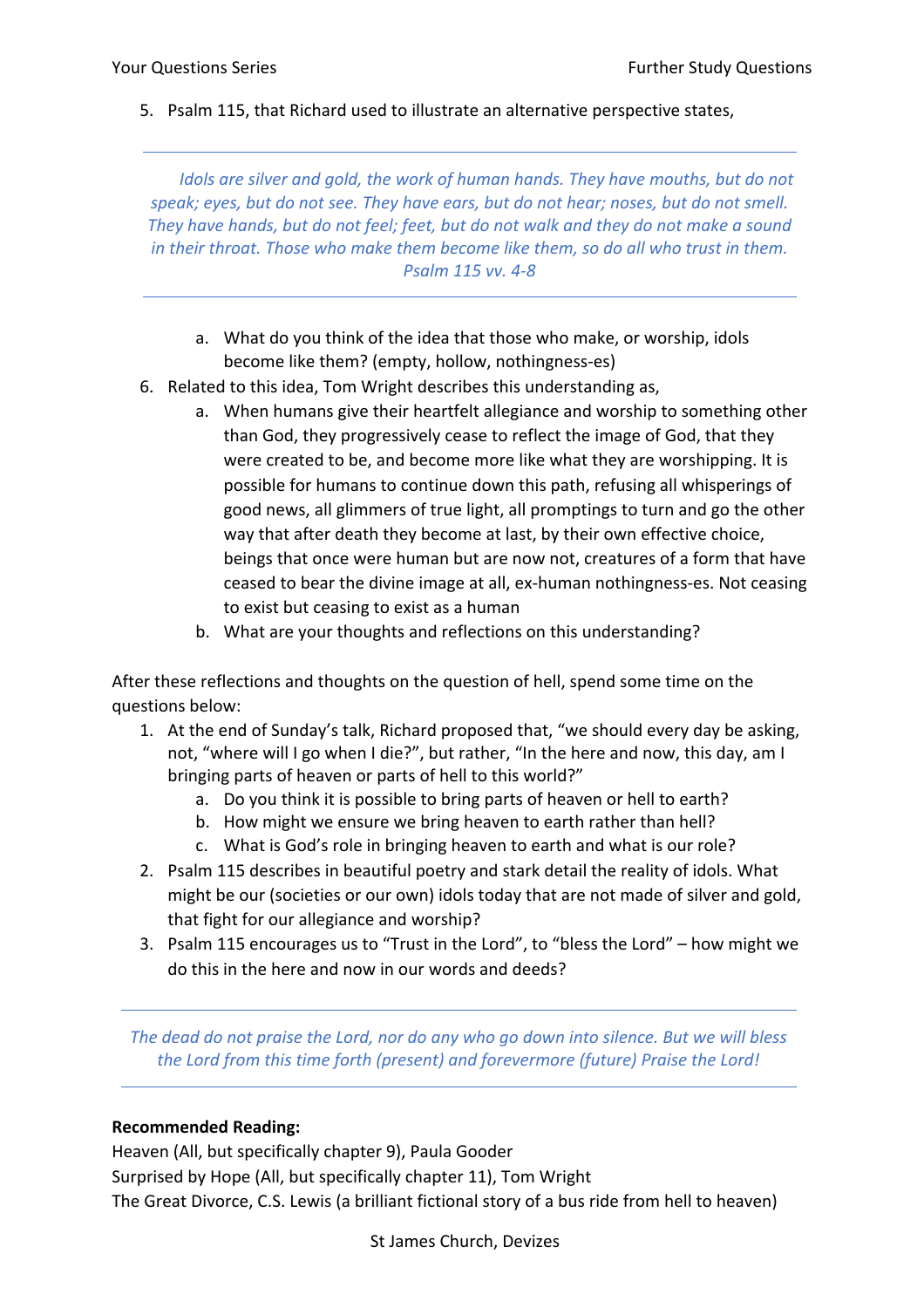5. Psalm 115, that Richard used to illustrate an alternative perspective states,

---

*Idols are silver and gold, the work of human hands. They have mouths, but do not speak; eyes, but do not see. They have ears, but do not hear; noses, but do not smell. They have hands, but do not feel; feet, but do not walk and they do not make a sound in their throat. Those who make them become like them, so do all who trust in them. Psalm 115 vv. 4-8*

---

   a. What do you think of the idea that those who make, or worship, idols become like them? (empty, hollow, nothingness-es)

6. Related to this idea, Tom Wright describes this understanding as,
   a. When humans give their heartfelt allegiance and worship to something other than God, they progressively cease to reflect the image of God, that they were created to be, and become more like what they are worshipping. It is possible for humans to continue down this path, refusing all whisperings of good news, all glimmers of true light, all promptings to turn and go the other way that after death they become at last, by their own effective choice, beings that once were human but are now not, creatures of a form that have ceased to bear the divine image at all, ex-human nothingness-es. Not ceasing to exist but ceasing to exist as a human
   b. What are your thoughts and reflections on this understanding?

After these reflections and thoughts on the question of hell, spend some time on the questions below:

1. At the end of Sunday's talk, Richard proposed that, "we should every day be asking, not, "where will I go when I die?", but rather, "In the here and now, this day, am I bringing parts of heaven or parts of hell to this world?"
   a. Do you think it is possible to bring parts of heaven or hell to earth?
   b. How might we ensure we bring heaven to earth rather than hell?
   c. What is God's role in bringing heaven to earth and what is our role?
2. Psalm 115 describes in beautiful poetry and stark detail the reality of idols. What might be our (societies or our own) idols today that are not made of silver and gold, that fight for our allegiance and worship?
3. Psalm 115 encourages us to "Trust in the Lord", to "bless the Lord" – how might we do this in the here and now in our words and deeds?

---

*The dead do not praise the Lord, nor do any who go down into silence. But we will bless the Lord from this time forth (present) and forevermore (future) Praise the Lord!*

---

**Recommended Reading:**

Heaven (All, but specifically chapter 9), Paula Gooder
Surprised by Hope (All, but specifically chapter 11), Tom Wright
The Great Divorce, C.S. Lewis (a brilliant fictional story of a bus ride from hell to heaven)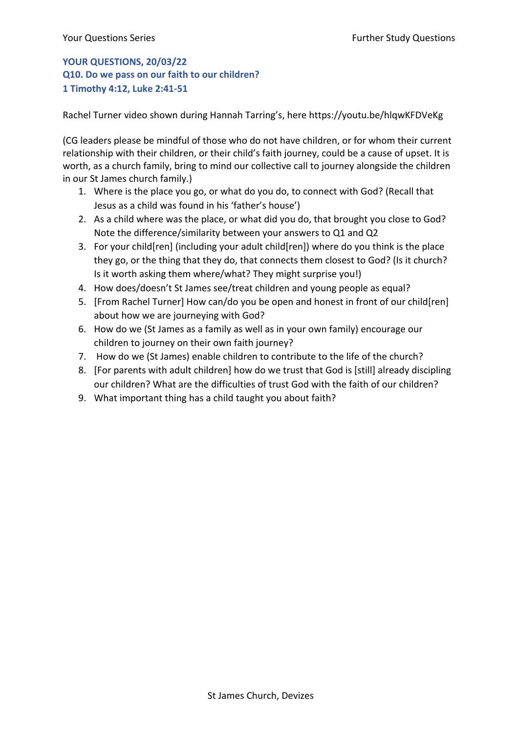### YOUR QUESTIONS, 20/03/22
### Q10. Do we pass on our faith to our children?
### 1 Timothy 4:12, Luke 2:41-51

Rachel Turner video shown during Hannah Tarring's, here https://youtu.be/hlqwKFDVeKg

(CG leaders please be mindful of those who do not have children, or for whom their current relationship with their children, or their child's faith journey, could be a cause of upset. It is worth, as a church family, bring to mind our collective call to journey alongside the children in our St James church family.)

1. Where is the place you go, or what do you do, to connect with God? (Recall that Jesus as a child was found in his 'father's house')
2. As a child where was the place, or what did you do, that brought you close to God? Note the difference/similarity between your answers to Q1 and Q2
3. For your child[ren] (including your adult child[ren]) where do you think is the place they go, or the thing that they do, that connects them closest to God? (Is it church? Is it worth asking them where/what? They might surprise you!)
4. How does/doesn't St James see/treat children and young people as equal?
5. [From Rachel Turner] How can/do you be open and honest in front of our child[ren] about how we are journeying with God?
6. How do we (St James as a family as well as in your own family) encourage our children to journey on their own faith journey?
7. How do we (St James) enable children to contribute to the life of the church?
8. [For parents with adult children] how do we trust that God is [still] already discipling our children? What are the difficulties of trust God with the faith of our children?
9. What important thing has a child taught you about faith?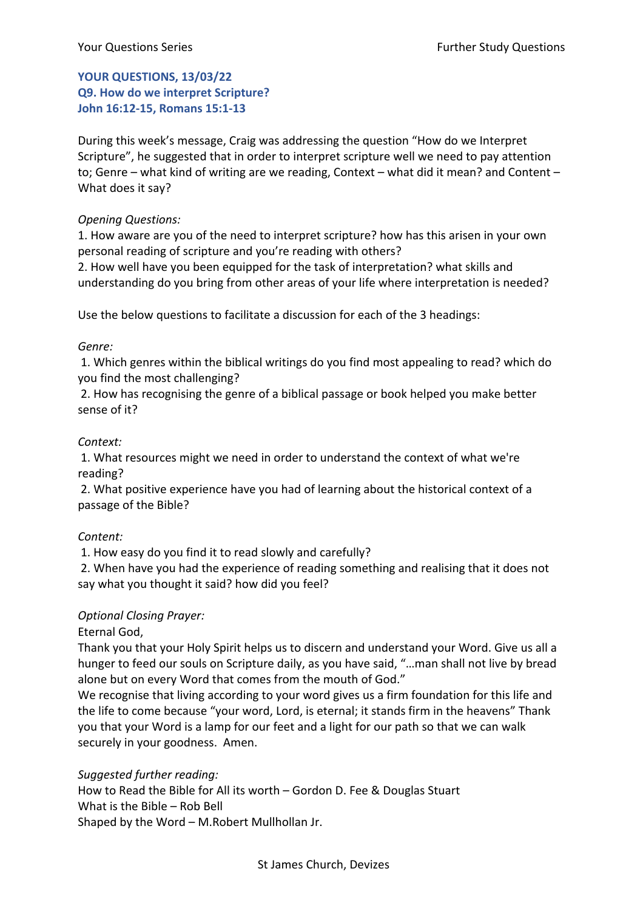**YOUR QUESTIONS, 13/03/22**
**Q9. How do we interpret Scripture?**
**John 16:12-15, Romans 15:1-13**

During this week's message, Craig was addressing the question "How do we Interpret Scripture", he suggested that in order to interpret scripture well we need to pay attention to; Genre – what kind of writing are we reading, Context – what did it mean? and Content – What does it say?

*Opening Questions:*

1. How aware are you of the need to interpret scripture? how has this arisen in your own personal reading of scripture and you're reading with others?
2. How well have you been equipped for the task of interpretation? what skills and understanding do you bring from other areas of your life where interpretation is needed?

Use the below questions to facilitate a discussion for each of the 3 headings:

*Genre:*

1. Which genres within the biblical writings do you find most appealing to read? which do you find the most challenging?
2. How has recognising the genre of a biblical passage or book helped you make better sense of it?

*Context:*

1. What resources might we need in order to understand the context of what we're reading?
2. What positive experience have you had of learning about the historical context of a passage of the Bible?

*Content:*

1. How easy do you find it to read slowly and carefully?
2. When have you had the experience of reading something and realising that it does not say what you thought it said? how did you feel?

*Optional Closing Prayer:*

Eternal God,
Thank you that your Holy Spirit helps us to discern and understand your Word. Give us all a hunger to feed our souls on Scripture daily, as you have said, "…man shall not live by bread alone but on every Word that comes from the mouth of God."
We recognise that living according to your word gives us a firm foundation for this life and the life to come because "your word, Lord, is eternal; it stands firm in the heavens" Thank you that your Word is a lamp for our feet and a light for our path so that we can walk securely in your goodness. Amen.

*Suggested further reading:*

How to Read the Bible for All its worth – Gordon D. Fee & Douglas Stuart
What is the Bible – Rob Bell
Shaped by the Word – M.Robert Mullhollan Jr.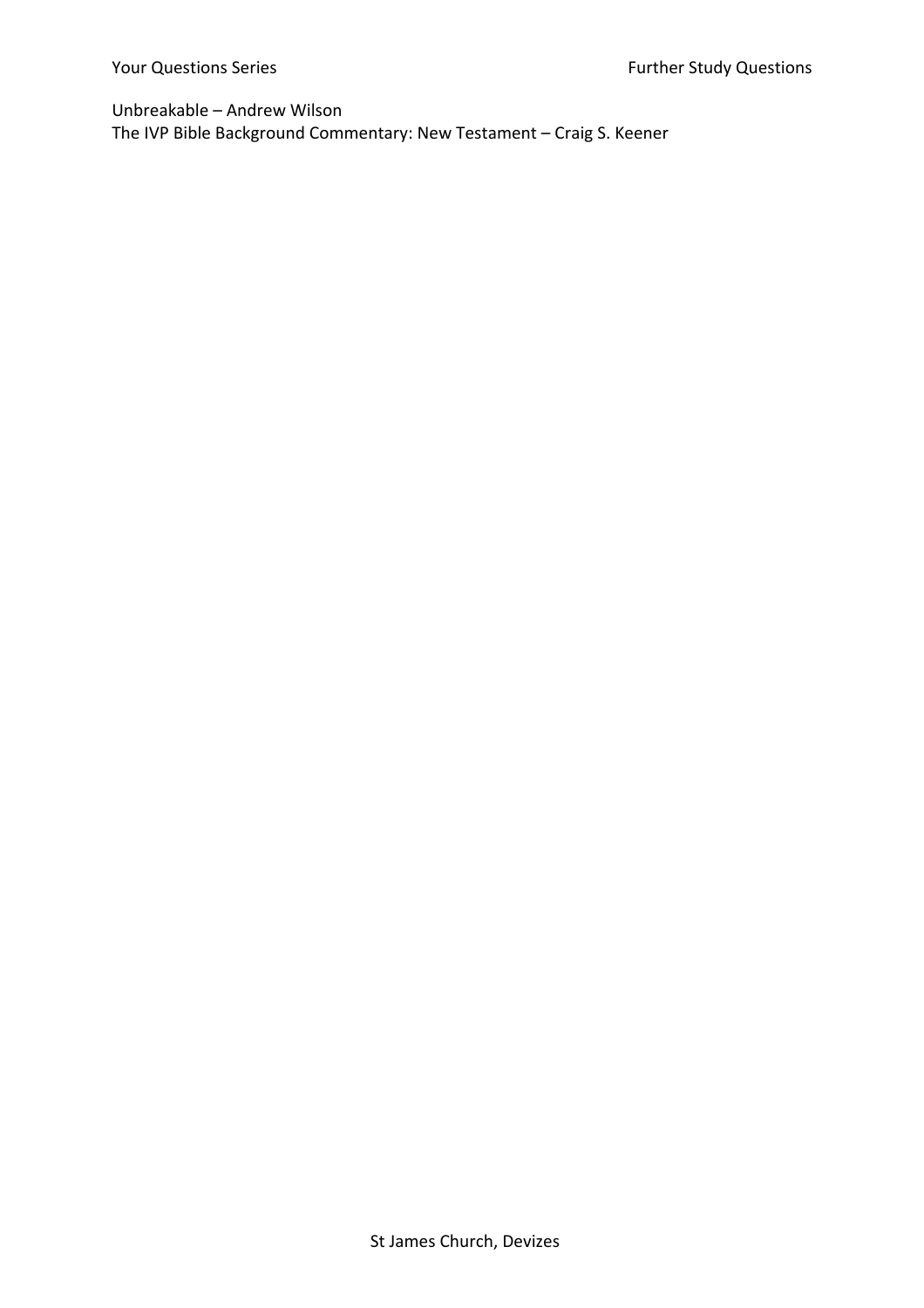Unbreakable – Andrew Wilson
The IVP Bible Background Commentary: New Testament – Craig S. Keener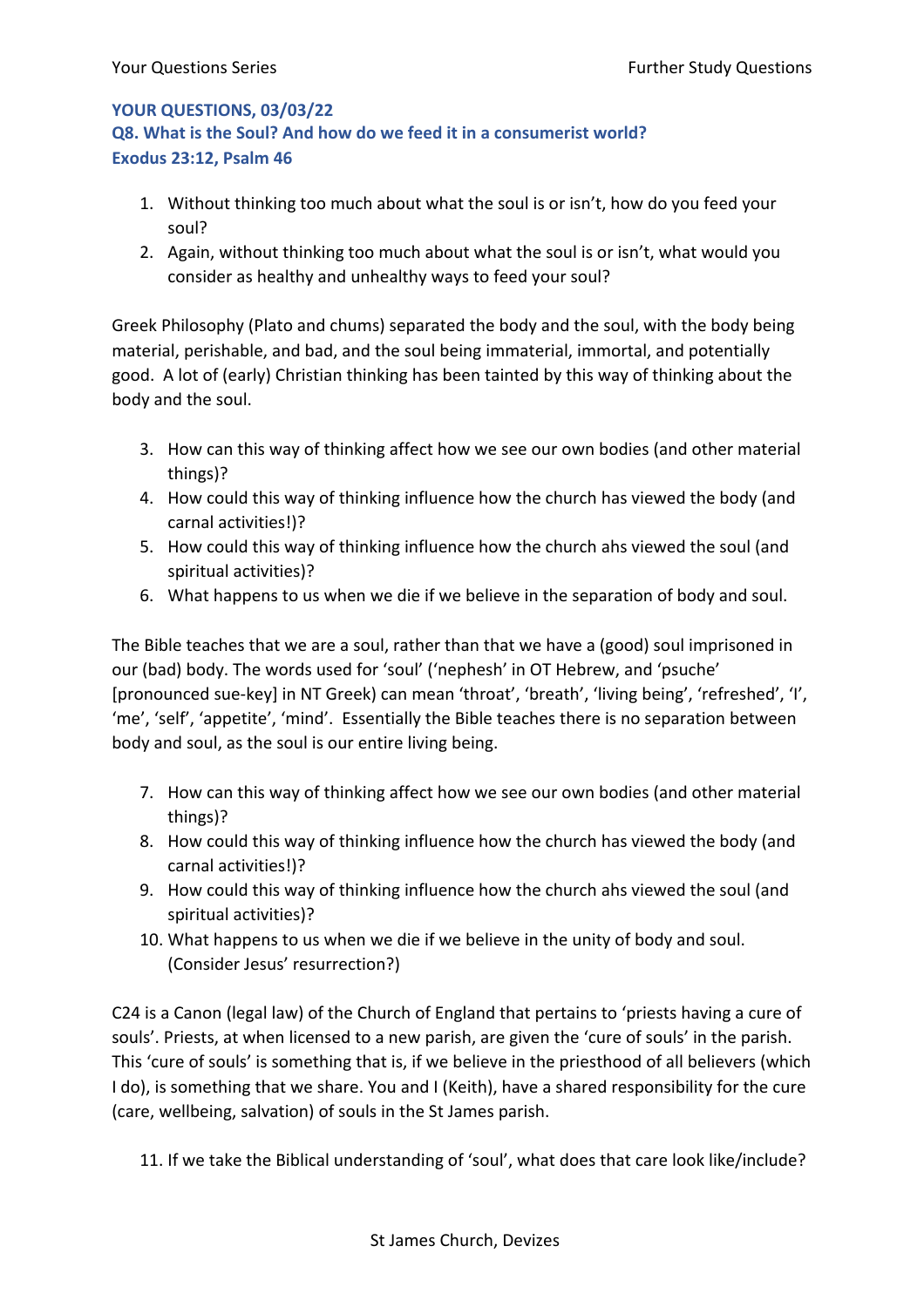**YOUR QUESTIONS, 03/03/22**

**Q8. What is the Soul? And how do we feed it in a consumerist world?**

**Exodus 23:12, Psalm 46**

1. Without thinking too much about what the soul is or isn't, how do you feed your soul?
2. Again, without thinking too much about what the soul is or isn't, what would you consider as healthy and unhealthy ways to feed your soul?

Greek Philosophy (Plato and chums) separated the body and the soul, with the body being material, perishable, and bad, and the soul being immaterial, immortal, and potentially good. A lot of (early) Christian thinking has been tainted by this way of thinking about the body and the soul.

3. How can this way of thinking affect how we see our own bodies (and other material things)?
4. How could this way of thinking influence how the church has viewed the body (and carnal activities!)?
5. How could this way of thinking influence how the church ahs viewed the soul (and spiritual activities)?
6. What happens to us when we die if we believe in the separation of body and soul.

The Bible teaches that we are a soul, rather than that we have a (good) soul imprisoned in our (bad) body. The words used for 'soul' ('nephesh' in OT Hebrew, and 'psuche' [pronounced sue-key] in NT Greek) can mean 'throat', 'breath', 'living being', 'refreshed', 'I', 'me', 'self', 'appetite', 'mind'. Essentially the Bible teaches there is no separation between body and soul, as the soul is our entire living being.

7. How can this way of thinking affect how we see our own bodies (and other material things)?
8. How could this way of thinking influence how the church has viewed the body (and carnal activities!)?
9. How could this way of thinking influence how the church ahs viewed the soul (and spiritual activities)?
10. What happens to us when we die if we believe in the unity of body and soul. (Consider Jesus' resurrection?)

C24 is a Canon (legal law) of the Church of England that pertains to 'priests having a cure of souls'. Priests, at when licensed to a new parish, are given the 'cure of souls' in the parish. This 'cure of souls' is something that is, if we believe in the priesthood of all believers (which I do), is something that we share. You and I (Keith), have a shared responsibility for the cure (care, wellbeing, salvation) of souls in the St James parish.

11. If we take the Biblical understanding of 'soul', what does that care look like/include?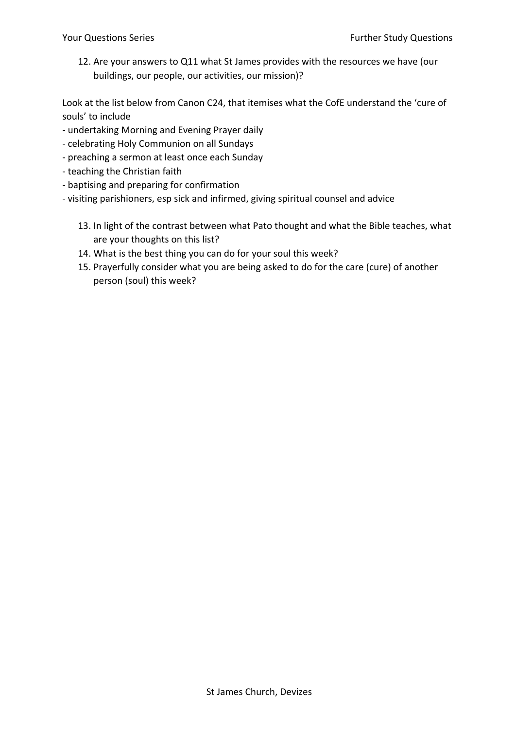12. Are your answers to Q11 what St James provides with the resources we have (our buildings, our people, our activities, our mission)?

Look at the list below from Canon C24, that itemises what the CofE understand the 'cure of souls' to include

- undertaking Morning and Evening Prayer daily
- celebrating Holy Communion on all Sundays
- preaching a sermon at least once each Sunday
- teaching the Christian faith
- baptising and preparing for confirmation
- visiting parishioners, esp sick and infirmed, giving spiritual counsel and advice

13. In light of the contrast between what Pato thought and what the Bible teaches, what are your thoughts on this list?
14. What is the best thing you can do for your soul this week?
15. Prayerfully consider what you are being asked to do for the care (cure) of another person (soul) this week?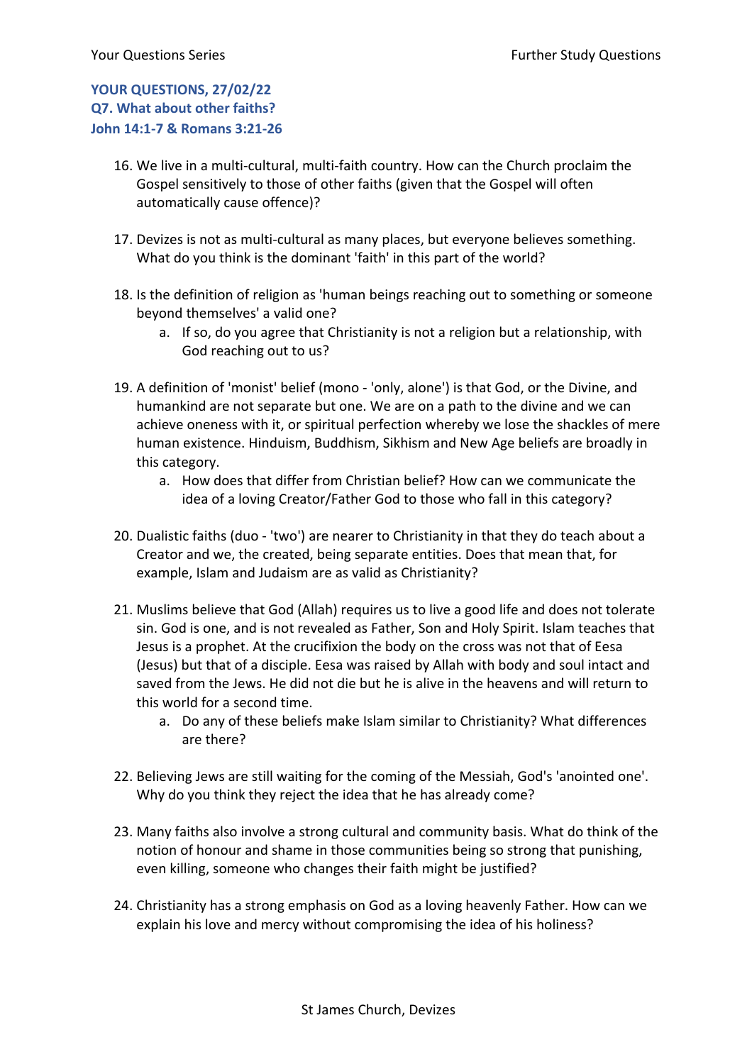**YOUR QUESTIONS, 27/02/22**
**Q7. What about other faiths?**
**John 14:1-7 & Romans 3:21-26**

16. We live in a multi-cultural, multi-faith country. How can the Church proclaim the Gospel sensitively to those of other faiths (given that the Gospel will often automatically cause offence)?

17. Devizes is not as multi-cultural as many places, but everyone believes something. What do you think is the dominant 'faith' in this part of the world?

18. Is the definition of religion as 'human beings reaching out to something or someone beyond themselves' a valid one?
    a. If so, do you agree that Christianity is not a religion but a relationship, with God reaching out to us?

19. A definition of 'monist' belief (mono - 'only, alone') is that God, or the Divine, and humankind are not separate but one. We are on a path to the divine and we can achieve oneness with it, or spiritual perfection whereby we lose the shackles of mere human existence. Hinduism, Buddhism, Sikhism and New Age beliefs are broadly in this category.
    a. How does that differ from Christian belief? How can we communicate the idea of a loving Creator/Father God to those who fall in this category?

20. Dualistic faiths (duo - 'two') are nearer to Christianity in that they do teach about a Creator and we, the created, being separate entities. Does that mean that, for example, Islam and Judaism are as valid as Christianity?

21. Muslims believe that God (Allah) requires us to live a good life and does not tolerate sin. God is one, and is not revealed as Father, Son and Holy Spirit. Islam teaches that Jesus is a prophet. At the crucifixion the body on the cross was not that of Eesa (Jesus) but that of a disciple. Eesa was raised by Allah with body and soul intact and saved from the Jews. He did not die but he is alive in the heavens and will return to this world for a second time.
    a. Do any of these beliefs make Islam similar to Christianity? What differences are there?

22. Believing Jews are still waiting for the coming of the Messiah, God's 'anointed one'. Why do you think they reject the idea that he has already come?

23. Many faiths also involve a strong cultural and community basis. What do think of the notion of honour and shame in those communities being so strong that punishing, even killing, someone who changes their faith might be justified?

24. Christianity has a strong emphasis on God as a loving heavenly Father. How can we explain his love and mercy without compromising the idea of his holiness?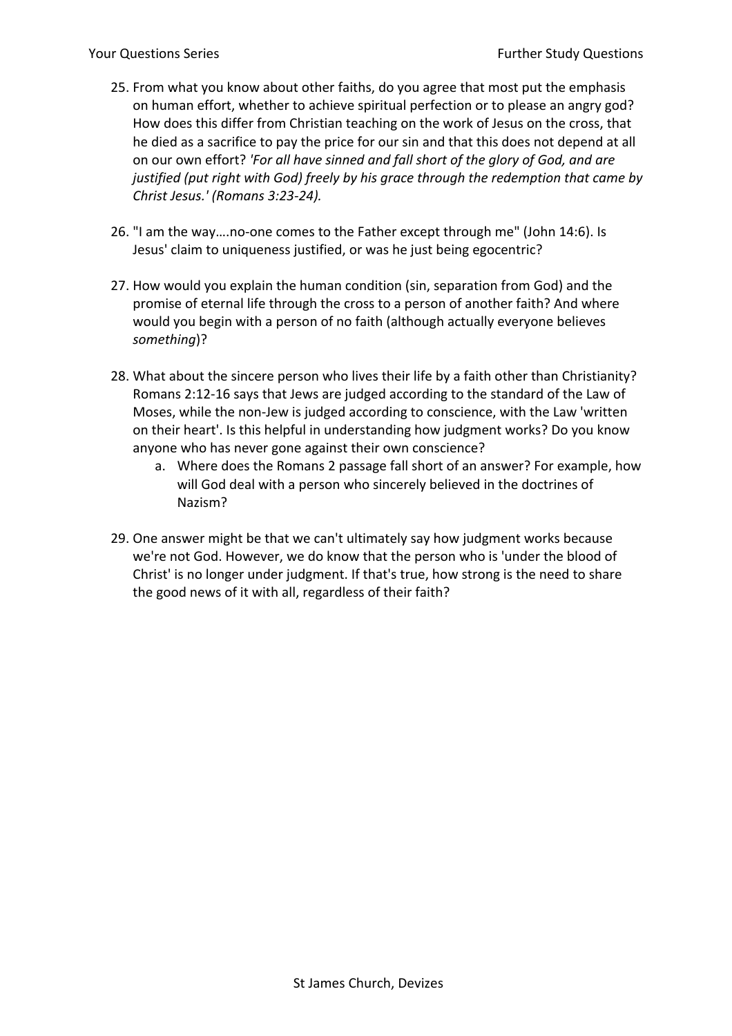25. From what you know about other faiths, do you agree that most put the emphasis on human effort, whether to achieve spiritual perfection or to please an angry god? How does this differ from Christian teaching on the work of Jesus on the cross, that he died as a sacrifice to pay the price for our sin and that this does not depend at all on our own effort? *'For all have sinned and fall short of the glory of God, and are justified (put right with God) freely by his grace through the redemption that came by Christ Jesus.' (Romans 3:23-24).*

26. "I am the way….no-one comes to the Father except through me" (John 14:6). Is Jesus' claim to uniqueness justified, or was he just being egocentric?

27. How would you explain the human condition (sin, separation from God) and the promise of eternal life through the cross to a person of another faith? And where would you begin with a person of no faith (although actually everyone believes *something*)?

28. What about the sincere person who lives their life by a faith other than Christianity? Romans 2:12-16 says that Jews are judged according to the standard of the Law of Moses, while the non-Jew is judged according to conscience, with the Law 'written on their heart'. Is this helpful in understanding how judgment works? Do you know anyone who has never gone against their own conscience?
    a. Where does the Romans 2 passage fall short of an answer? For example, how will God deal with a person who sincerely believed in the doctrines of Nazism?

29. One answer might be that we can't ultimately say how judgment works because we're not God. However, we do know that the person who is 'under the blood of Christ' is no longer under judgment. If that's true, how strong is the need to share the good news of it with all, regardless of their faith?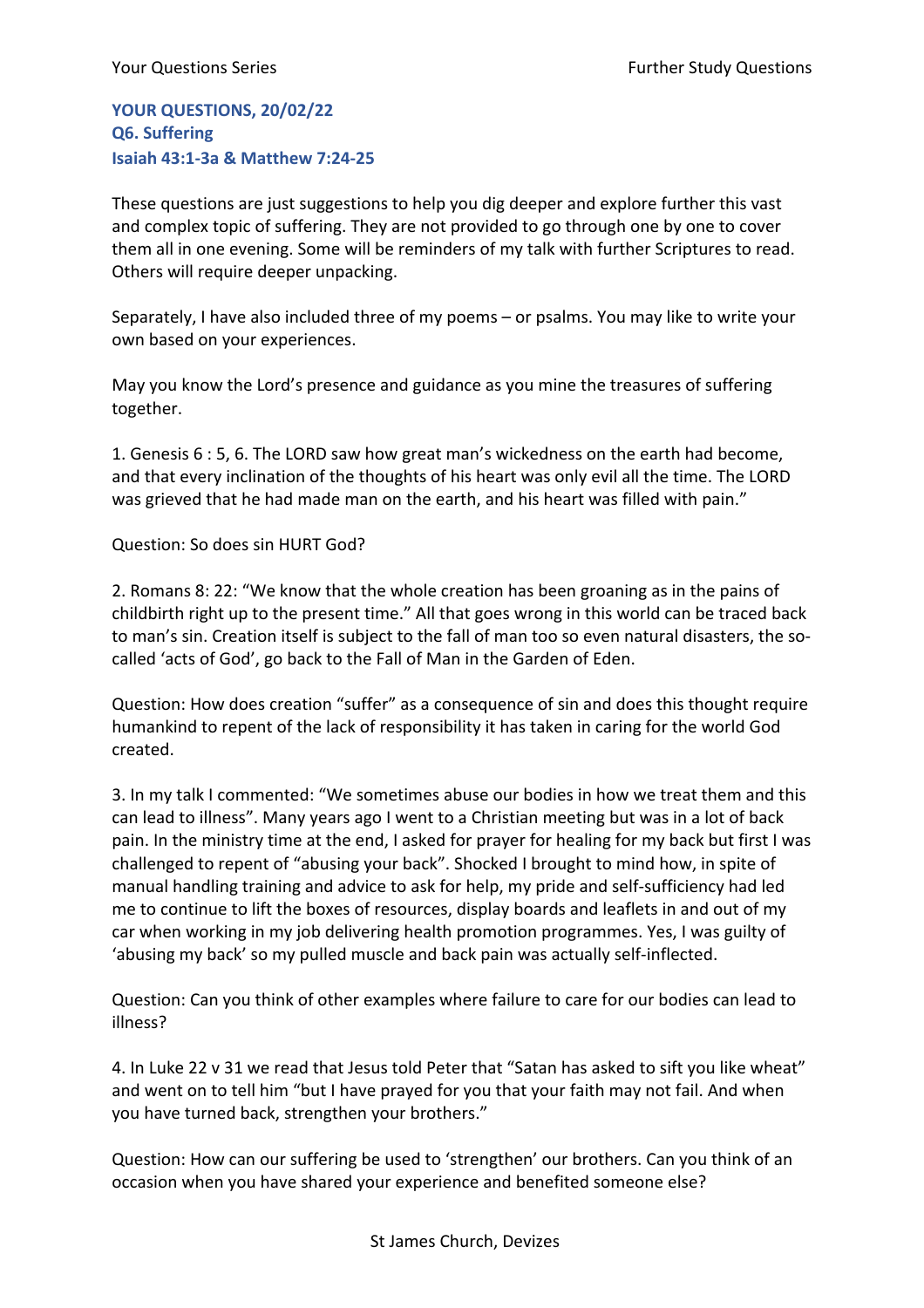**YOUR QUESTIONS, 20/02/22**
**Q6. Suffering**
**Isaiah 43:1-3a & Matthew 7:24-25**

These questions are just suggestions to help you dig deeper and explore further this vast and complex topic of suffering. They are not provided to go through one by one to cover them all in one evening. Some will be reminders of my talk with further Scriptures to read. Others will require deeper unpacking.

Separately, I have also included three of my poems – or psalms. You may like to write your own based on your experiences.

May you know the Lord's presence and guidance as you mine the treasures of suffering together.

1. Genesis 6 : 5, 6. The LORD saw how great man's wickedness on the earth had become, and that every inclination of the thoughts of his heart was only evil all the time. The LORD was grieved that he had made man on the earth, and his heart was filled with pain."

Question: So does sin HURT God?

2. Romans 8: 22: "We know that the whole creation has been groaning as in the pains of childbirth right up to the present time." All that goes wrong in this world can be traced back to man's sin. Creation itself is subject to the fall of man too so even natural disasters, the so-called 'acts of God', go back to the Fall of Man in the Garden of Eden.

Question: How does creation "suffer" as a consequence of sin and does this thought require humankind to repent of the lack of responsibility it has taken in caring for the world God created.

3. In my talk I commented: "We sometimes abuse our bodies in how we treat them and this can lead to illness". Many years ago I went to a Christian meeting but was in a lot of back pain. In the ministry time at the end, I asked for prayer for healing for my back but first I was challenged to repent of "abusing your back". Shocked I brought to mind how, in spite of manual handling training and advice to ask for help, my pride and self-sufficiency had led me to continue to lift the boxes of resources, display boards and leaflets in and out of my car when working in my job delivering health promotion programmes. Yes, I was guilty of 'abusing my back' so my pulled muscle and back pain was actually self-inflicted.

Question: Can you think of other examples where failure to care for our bodies can lead to illness?

4. In Luke 22 v 31 we read that Jesus told Peter that "Satan has asked to sift you like wheat" and went on to tell him "but I have prayed for you that your faith may not fail. And when you have turned back, strengthen your brothers."

Question: How can our suffering be used to 'strengthen' our brothers. Can you think of an occasion when you have shared your experience and benefited someone else?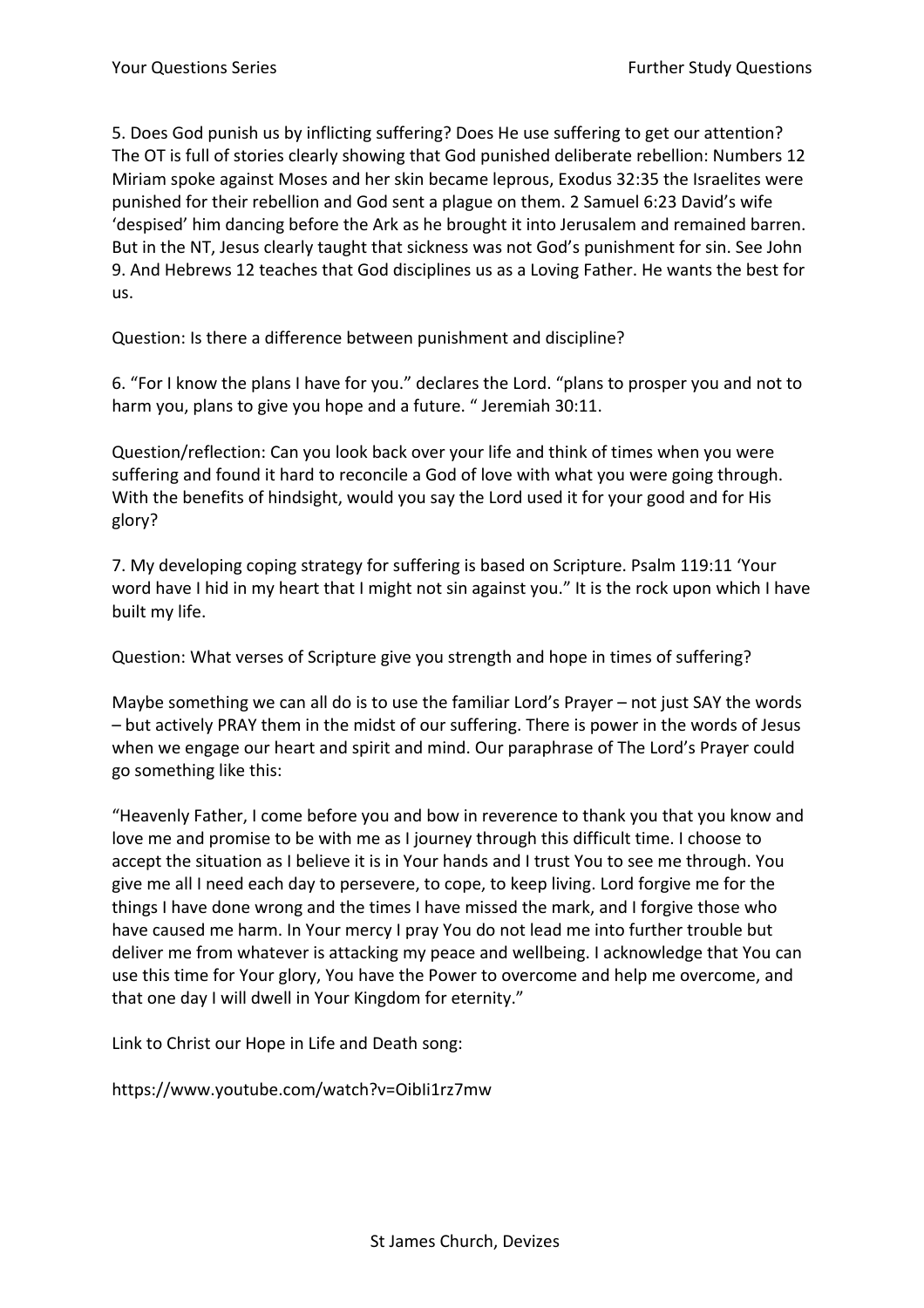5. Does God punish us by inflicting suffering? Does He use suffering to get our attention? The OT is full of stories clearly showing that God punished deliberate rebellion: Numbers 12 Miriam spoke against Moses and her skin became leprous, Exodus 32:35 the Israelites were punished for their rebellion and God sent a plague on them. 2 Samuel 6:23 David's wife 'despised' him dancing before the Ark as he brought it into Jerusalem and remained barren. But in the NT, Jesus clearly taught that sickness was not God's punishment for sin. See John 9. And Hebrews 12 teaches that God disciplines us as a Loving Father. He wants the best for us.

Question: Is there a difference between punishment and discipline?

6. "For I know the plans I have for you." declares the Lord. "plans to prosper you and not to harm you, plans to give you hope and a future. " Jeremiah 30:11.

Question/reflection: Can you look back over your life and think of times when you were suffering and found it hard to reconcile a God of love with what you were going through. With the benefits of hindsight, would you say the Lord used it for your good and for His glory?

7. My developing coping strategy for suffering is based on Scripture. Psalm 119:11 'Your word have I hid in my heart that I might not sin against you." It is the rock upon which I have built my life.

Question: What verses of Scripture give you strength and hope in times of suffering?

Maybe something we can all do is to use the familiar Lord's Prayer – not just SAY the words – but actively PRAY them in the midst of our suffering. There is power in the words of Jesus when we engage our heart and spirit and mind. Our paraphrase of The Lord's Prayer could go something like this:

"Heavenly Father, I come before you and bow in reverence to thank you that you know and love me and promise to be with me as I journey through this difficult time. I choose to accept the situation as I believe it is in Your hands and I trust You to see me through. You give me all I need each day to persevere, to cope, to keep living. Lord forgive me for the things I have done wrong and the times I have missed the mark, and I forgive those who have caused me harm. In Your mercy I pray You do not lead me into further trouble but deliver me from whatever is attacking my peace and wellbeing. I acknowledge that You can use this time for Your glory, You have the Power to overcome and help me overcome, and that one day I will dwell in Your Kingdom for eternity."

Link to Christ our Hope in Life and Death song:

https://www.youtube.com/watch?v=OibIi1rz7mw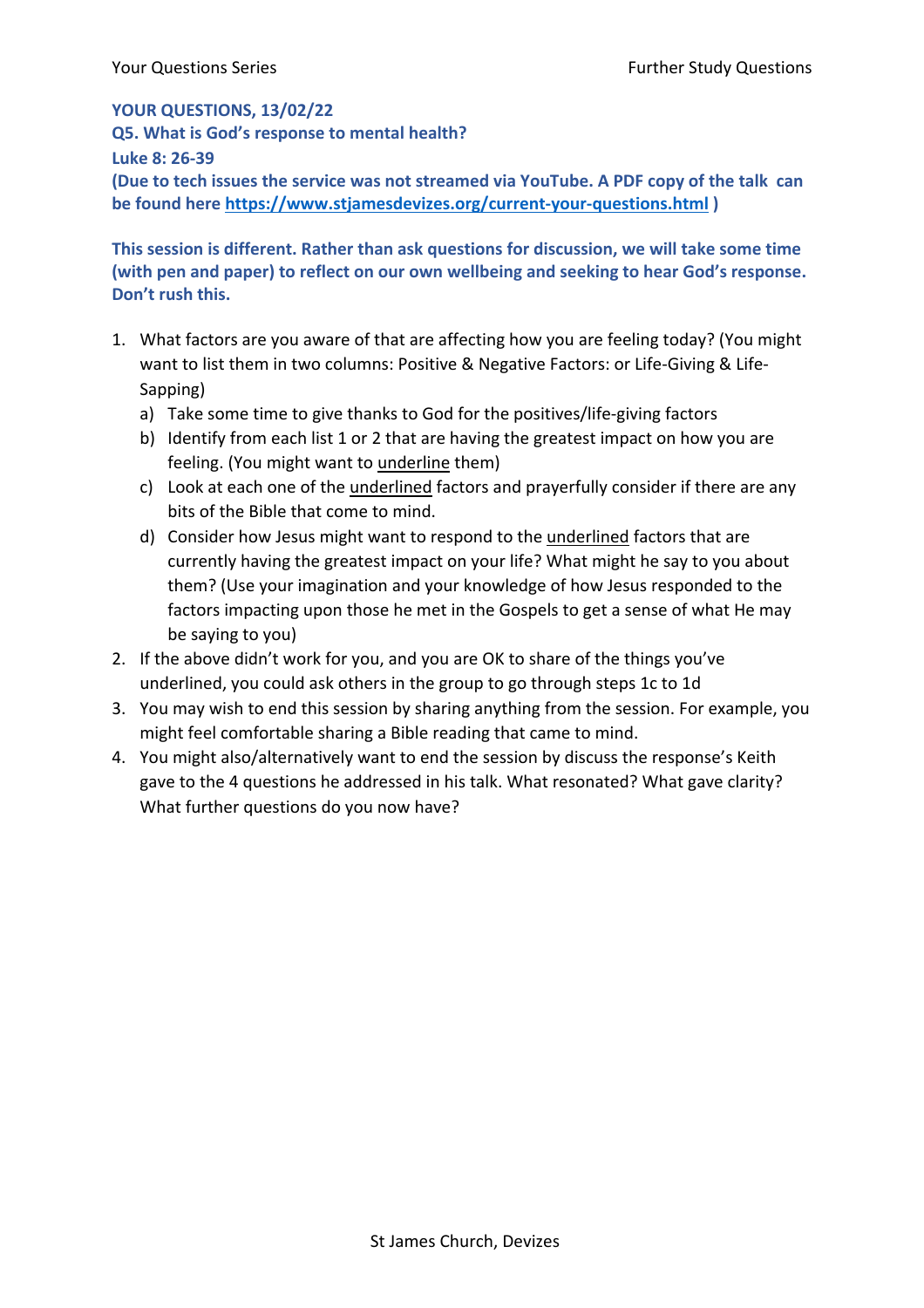**YOUR QUESTIONS, 13/02/22**

**Q5. What is God's response to mental health?**

**Luke 8: 26-39**

**(Due to tech issues the service was not streamed via YouTube. A PDF copy of the talk can be found here [https://www.stjamesdevizes.org/current-your-questions.html](https://www.stjamesdevizes.org/current-your-questions.html) )**

**This session is different. Rather than ask questions for discussion, we will take some time (with pen and paper) to reflect on our own wellbeing and seeking to hear God's response. Don't rush this.**

1. What factors are you aware of that are affecting how you are feeling today? (You might want to list them in two columns: Positive & Negative Factors: or Life-Giving & Life-Sapping)
   a) Take some time to give thanks to God for the positives/life-giving factors
   b) Identify from each list 1 or 2 that are having the greatest impact on how you are feeling. (You might want to <u>underline</u> them)
   c) Look at each one of the <u>underlined</u> factors and prayerfully consider if there are any bits of the Bible that come to mind.
   d) Consider how Jesus might want to respond to the <u>underlined</u> factors that are currently having the greatest impact on your life? What might he say to you about them? (Use your imagination and your knowledge of how Jesus responded to the factors impacting upon those he met in the Gospels to get a sense of what He may be saying to you)
2. If the above didn't work for you, and you are OK to share of the things you've underlined, you could ask others in the group to go through steps 1c to 1d
3. You may wish to end this session by sharing anything from the session. For example, you might feel comfortable sharing a Bible reading that came to mind.
4. You might also/alternatively want to end the session by discuss the response's Keith gave to the 4 questions he addressed in his talk. What resonated? What gave clarity? What further questions do you now have?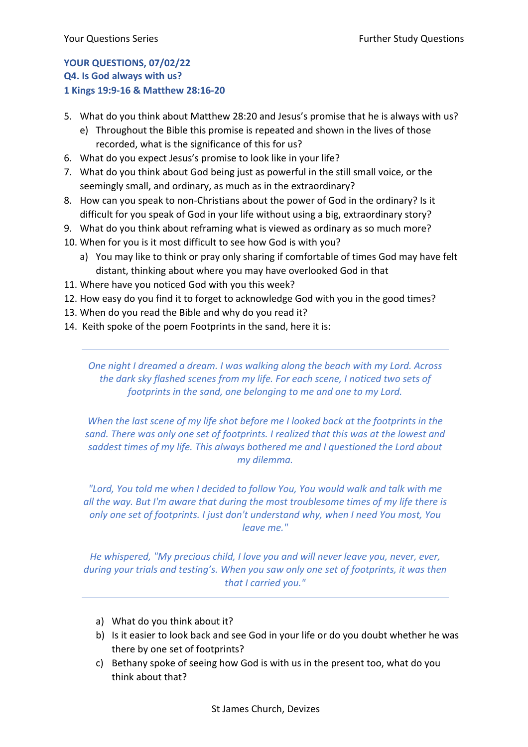**YOUR QUESTIONS, 07/02/22**
**Q4. Is God always with us?**
**1 Kings 19:9-16 & Matthew 28:16-20**

5. What do you think about Matthew 28:20 and Jesus's promise that he is always with us?
   e) Throughout the Bible this promise is repeated and shown in the lives of those recorded, what is the significance of this for us?
6. What do you expect Jesus's promise to look like in your life?
7. What do you think about God being just as powerful in the still small voice, or the seemingly small, and ordinary, as much as in the extraordinary?
8. How can you speak to non-Christians about the power of God in the ordinary? Is it difficult for you speak of God in your life without using a big, extraordinary story?
9. What do you think about reframing what is viewed as ordinary as so much more?
10. When for you is it most difficult to see how God is with you?
    a) You may like to think or pray only sharing if comfortable of times God may have felt distant, thinking about where you may have overlooked God in that
11. Where have you noticed God with you this week?
12. How easy do you find it to forget to acknowledge God with you in the good times?
13. When do you read the Bible and why do you read it?
14. Keith spoke of the poem Footprints in the sand, here it is:

---

*One night I dreamed a dream. I was walking along the beach with my Lord. Across the dark sky flashed scenes from my life. For each scene, I noticed two sets of footprints in the sand, one belonging to me and one to my Lord.*

*When the last scene of my life shot before me I looked back at the footprints in the sand. There was only one set of footprints. I realized that this was at the lowest and saddest times of my life. This always bothered me and I questioned the Lord about my dilemma.*

*"Lord, You told me when I decided to follow You, You would walk and talk with me all the way. But I'm aware that during the most troublesome times of my life there is only one set of footprints. I just don't understand why, when I need You most, You leave me."*

*He whispered, "My precious child, I love you and will never leave you, never, ever, during your trials and testing's. When you saw only one set of footprints, it was then that I carried you."*

---

   a) What do you think about it?
   b) Is it easier to look back and see God in your life or do you doubt whether he was there by one set of footprints?
   c) Bethany spoke of seeing how God is with us in the present too, what do you think about that?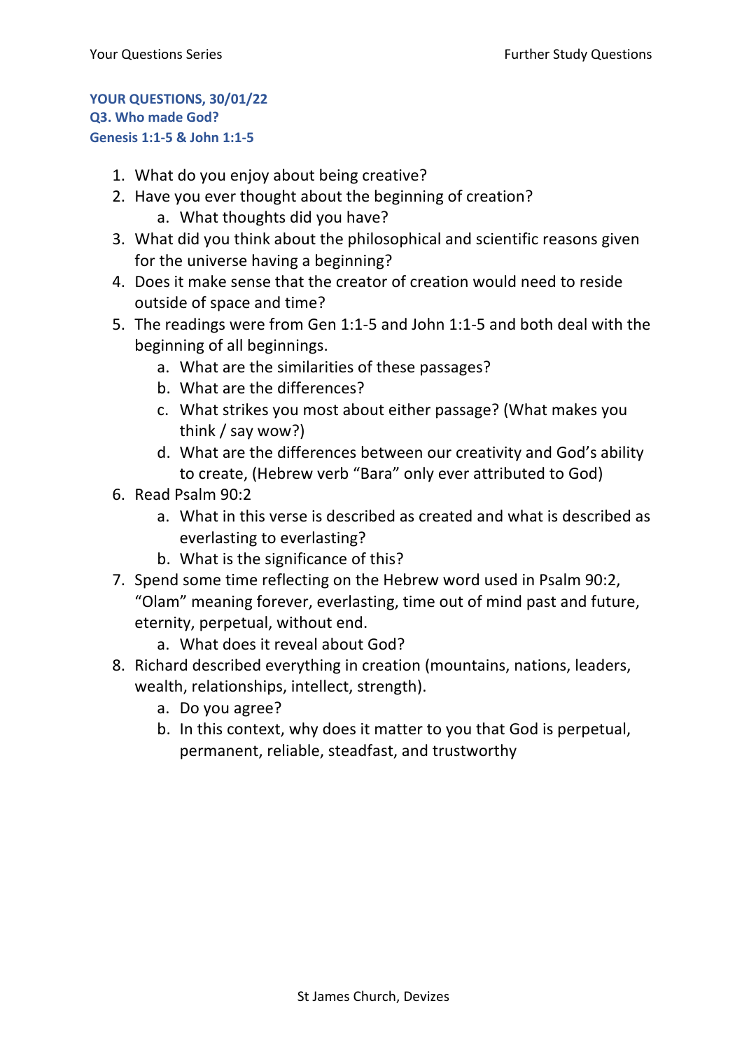**YOUR QUESTIONS, 30/01/22**
**Q3. Who made God?**
**Genesis 1:1-5 & John 1:1-5**

1. What do you enjoy about being creative?
2. Have you ever thought about the beginning of creation?
   a. What thoughts did you have?
3. What did you think about the philosophical and scientific reasons given for the universe having a beginning?
4. Does it make sense that the creator of creation would need to reside outside of space and time?
5. The readings were from Gen 1:1-5 and John 1:1-5 and both deal with the beginning of all beginnings.
   a. What are the similarities of these passages?
   b. What are the differences?
   c. What strikes you most about either passage? (What makes you think / say wow?)
   d. What are the differences between our creativity and God's ability to create, (Hebrew verb "Bara" only ever attributed to God)
6. Read Psalm 90:2
   a. What in this verse is described as created and what is described as everlasting to everlasting?
   b. What is the significance of this?
7. Spend some time reflecting on the Hebrew word used in Psalm 90:2, "Olam" meaning forever, everlasting, time out of mind past and future, eternity, perpetual, without end.
   a. What does it reveal about God?
8. Richard described everything in creation (mountains, nations, leaders, wealth, relationships, intellect, strength).
   a. Do you agree?
   b. In this context, why does it matter to you that God is perpetual, permanent, reliable, steadfast, and trustworthy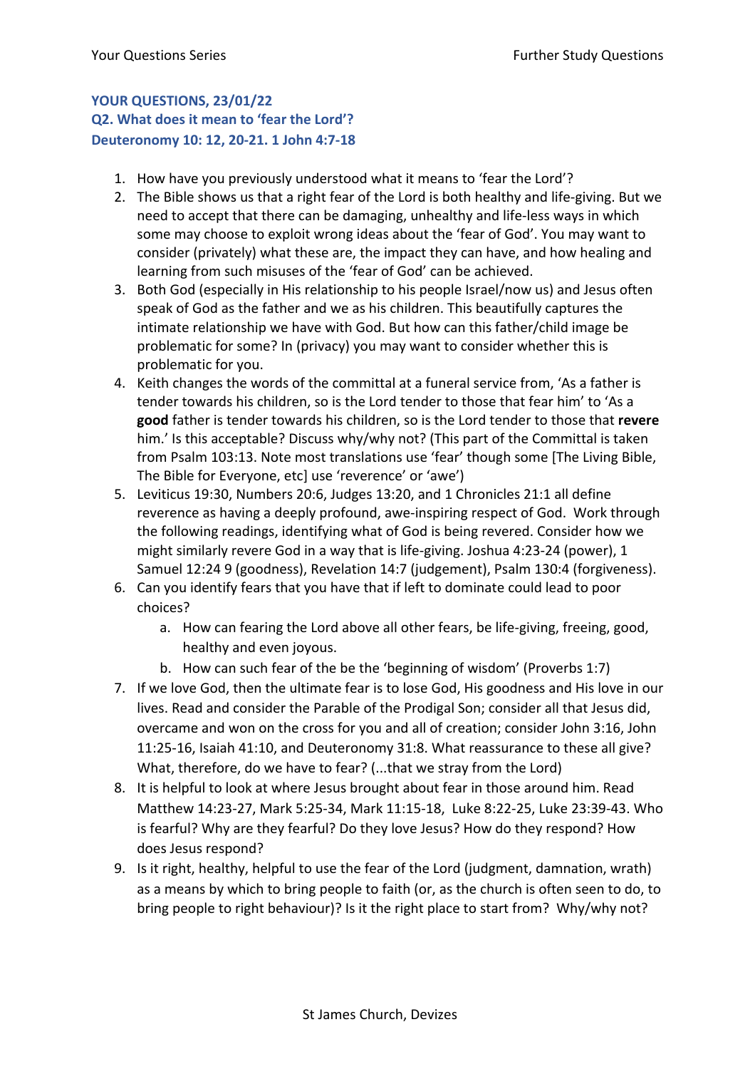**YOUR QUESTIONS, 23/01/22**
**Q2. What does it mean to 'fear the Lord'?**
**Deuteronomy 10: 12, 20-21. 1 John 4:7-18**

1. How have you previously understood what it means to 'fear the Lord'?
2. The Bible shows us that a right fear of the Lord is both healthy and life-giving. But we need to accept that there can be damaging, unhealthy and life-less ways in which some may choose to exploit wrong ideas about the 'fear of God'. You may want to consider (privately) what these are, the impact they can have, and how healing and learning from such misuses of the 'fear of God' can be achieved.
3. Both God (especially in His relationship to his people Israel/now us) and Jesus often speak of God as the father and we as his children. This beautifully captures the intimate relationship we have with God. But how can this father/child image be problematic for some? In (privacy) you may want to consider whether this is problematic for you.
4. Keith changes the words of the committal at a funeral service from, 'As a father is tender towards his children, so is the Lord tender to those that fear him' to 'As a **good** father is tender towards his children, so is the Lord tender to those that **revere** him.' Is this acceptable? Discuss why/why not? (This part of the Committal is taken from Psalm 103:13. Note most translations use 'fear' though some [The Living Bible, The Bible for Everyone, etc] use 'reverence' or 'awe')
5. Leviticus 19:30, Numbers 20:6, Judges 13:20, and 1 Chronicles 21:1 all define reverence as having a deeply profound, awe-inspiring respect of God. Work through the following readings, identifying what of God is being revered. Consider how we might similarly revere God in a way that is life-giving. Joshua 4:23-24 (power), 1 Samuel 12:24 9 (goodness), Revelation 14:7 (judgement), Psalm 130:4 (forgiveness).
6. Can you identify fears that you have that if left to dominate could lead to poor choices?
   a. How can fearing the Lord above all other fears, be life-giving, freeing, good, healthy and even joyous.
   b. How can such fear of the be the 'beginning of wisdom' (Proverbs 1:7)
7. If we love God, then the ultimate fear is to lose God, His goodness and His love in our lives. Read and consider the Parable of the Prodigal Son; consider all that Jesus did, overcame and won on the cross for you and all of creation; consider John 3:16, John 11:25-16, Isaiah 41:10, and Deuteronomy 31:8. What reassurance to these all give? What, therefore, do we have to fear? (...that we stray from the Lord)
8. It is helpful to look at where Jesus brought about fear in those around him. Read Matthew 14:23-27, Mark 5:25-34, Mark 11:15-18, Luke 8:22-25, Luke 23:39-43. Who is fearful? Why are they fearful? Do they love Jesus? How do they respond? How does Jesus respond?
9. Is it right, healthy, helpful to use the fear of the Lord (judgment, damnation, wrath) as a means by which to bring people to faith (or, as the church is often seen to do, to bring people to right behaviour)? Is it the right place to start from? Why/why not?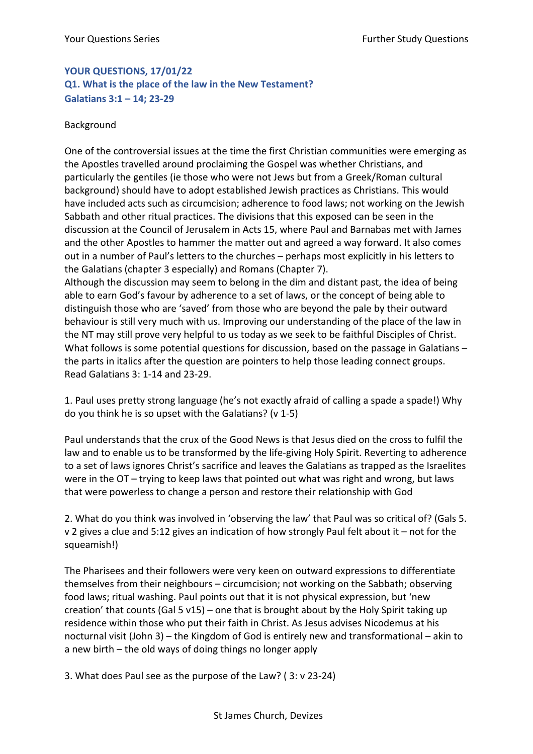**YOUR QUESTIONS, 17/01/22**
**Q1. What is the place of the law in the New Testament?**
**Galatians 3:1 – 14; 23-29**

Background

One of the controversial issues at the time the first Christian communities were emerging as the Apostles travelled around proclaiming the Gospel was whether Christians, and particularly the gentiles (ie those who were not Jews but from a Greek/Roman cultural background) should have to adopt established Jewish practices as Christians. This would have included acts such as circumcision; adherence to food laws; not working on the Jewish Sabbath and other ritual practices. The divisions that this exposed can be seen in the discussion at the Council of Jerusalem in Acts 15, where Paul and Barnabas met with James and the other Apostles to hammer the matter out and agreed a way forward. It also comes out in a number of Paul's letters to the churches – perhaps most explicitly in his letters to the Galatians (chapter 3 especially) and Romans (Chapter 7).

Although the discussion may seem to belong in the dim and distant past, the idea of being able to earn God's favour by adherence to a set of laws, or the concept of being able to distinguish those who are 'saved' from those who are beyond the pale by their outward behaviour is still very much with us. Improving our understanding of the place of the law in the NT may still prove very helpful to us today as we seek to be faithful Disciples of Christ. What follows is some potential questions for discussion, based on the passage in Galatians – the parts in italics after the question are pointers to help those leading connect groups.

Read Galatians 3: 1-14 and 23-29.

1. Paul uses pretty strong language (he's not exactly afraid of calling a spade a spade!) Why do you think he is so upset with the Galatians? (v 1-5)

Paul understands that the crux of the Good News is that Jesus died on the cross to fulfil the law and to enable us to be transformed by the life-giving Holy Spirit. Reverting to adherence to a set of laws ignores Christ's sacrifice and leaves the Galatians as trapped as the Israelites were in the OT – trying to keep laws that pointed out what was right and wrong, but laws that were powerless to change a person and restore their relationship with God

2. What do you think was involved in 'observing the law' that Paul was so critical of? (Gals 5. v 2 gives a clue and 5:12 gives an indication of how strongly Paul felt about it – not for the squeamish!)

The Pharisees and their followers were very keen on outward expressions to differentiate themselves from their neighbours – circumcision; not working on the Sabbath; observing food laws; ritual washing. Paul points out that it is not physical expression, but 'new creation' that counts (Gal 5 v15) – one that is brought about by the Holy Spirit taking up residence within those who put their faith in Christ. As Jesus advises Nicodemus at his nocturnal visit (John 3) – the Kingdom of God is entirely new and transformational – akin to a new birth – the old ways of doing things no longer apply

3. What does Paul see as the purpose of the Law? ( 3: v 23-24)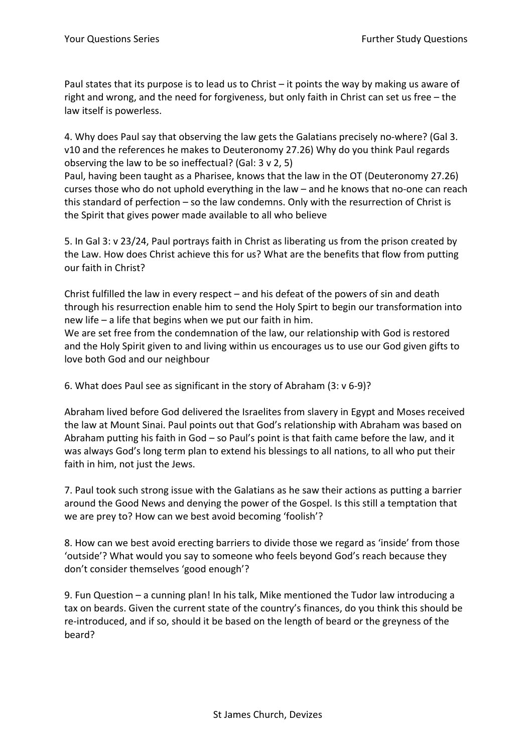Paul states that its purpose is to lead us to Christ – it points the way by making us aware of right and wrong, and the need for forgiveness, but only faith in Christ can set us free – the law itself is powerless.

4. Why does Paul say that observing the law gets the Galatians precisely no-where? (Gal 3. v10 and the references he makes to Deuteronomy 27.26) Why do you think Paul regards observing the law to be so ineffectual? (Gal: 3 v 2, 5)
Paul, having been taught as a Pharisee, knows that the law in the OT (Deuteronomy 27.26) curses those who do not uphold everything in the law – and he knows that no-one can reach this standard of perfection – so the law condemns. Only with the resurrection of Christ is the Spirit that gives power made available to all who believe

5. In Gal 3: v 23/24, Paul portrays faith in Christ as liberating us from the prison created by the Law. How does Christ achieve this for us? What are the benefits that flow from putting our faith in Christ?

Christ fulfilled the law in every respect – and his defeat of the powers of sin and death through his resurrection enable him to send the Holy Spirt to begin our transformation into new life – a life that begins when we put our faith in him.
We are set free from the condemnation of the law, our relationship with God is restored and the Holy Spirit given to and living within us encourages us to use our God given gifts to love both God and our neighbour

6. What does Paul see as significant in the story of Abraham (3: v 6-9)?

Abraham lived before God delivered the Israelites from slavery in Egypt and Moses received the law at Mount Sinai. Paul points out that God's relationship with Abraham was based on Abraham putting his faith in God – so Paul's point is that faith came before the law, and it was always God's long term plan to extend his blessings to all nations, to all who put their faith in him, not just the Jews.

7. Paul took such strong issue with the Galatians as he saw their actions as putting a barrier around the Good News and denying the power of the Gospel. Is this still a temptation that we are prey to? How can we best avoid becoming 'foolish'?

8. How can we best avoid erecting barriers to divide those we regard as 'inside' from those 'outside'? What would you say to someone who feels beyond God's reach because they don't consider themselves 'good enough'?

9. Fun Question – a cunning plan! In his talk, Mike mentioned the Tudor law introducing a tax on beards. Given the current state of the country's finances, do you think this should be re-introduced, and if so, should it be based on the length of beard or the greyness of the beard?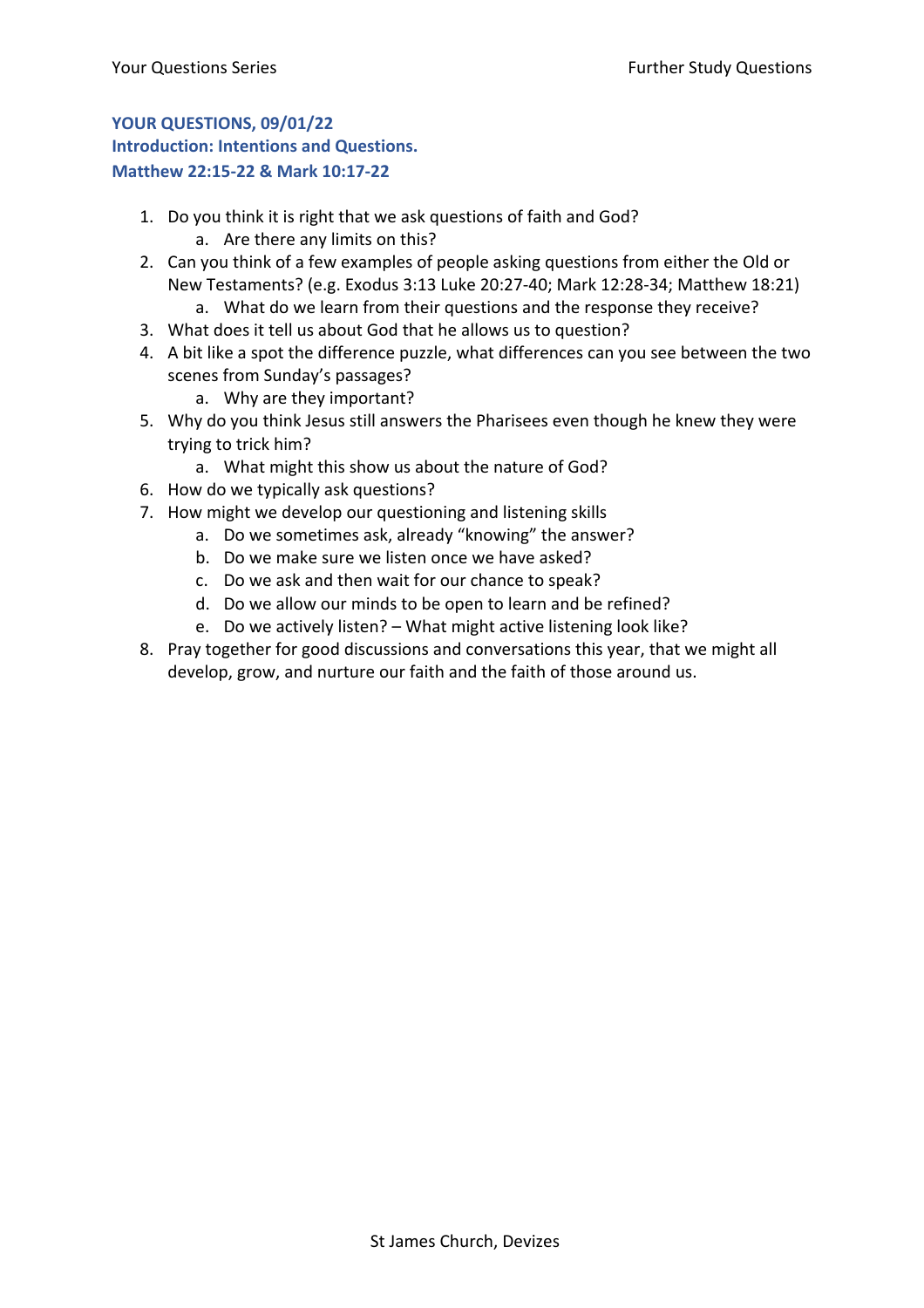**YOUR QUESTIONS, 09/01/22**
**Introduction: Intentions and Questions.**
**Matthew 22:15-22 & Mark 10:17-22**

1. Do you think it is right that we ask questions of faith and God?
   a. Are there any limits on this?
2. Can you think of a few examples of people asking questions from either the Old or New Testaments? (e.g. Exodus 3:13 Luke 20:27-40; Mark 12:28-34; Matthew 18:21)
   a. What do we learn from their questions and the response they receive?
3. What does it tell us about God that he allows us to question?
4. A bit like a spot the difference puzzle, what differences can you see between the two scenes from Sunday's passages?
   a. Why are they important?
5. Why do you think Jesus still answers the Pharisees even though he knew they were trying to trick him?
   a. What might this show us about the nature of God?
6. How do we typically ask questions?
7. How might we develop our questioning and listening skills
   a. Do we sometimes ask, already "knowing" the answer?
   b. Do we make sure we listen once we have asked?
   c. Do we ask and then wait for our chance to speak?
   d. Do we allow our minds to be open to learn and be refined?
   e. Do we actively listen? – What might active listening look like?
8. Pray together for good discussions and conversations this year, that we might all develop, grow, and nurture our faith and the faith of those around us.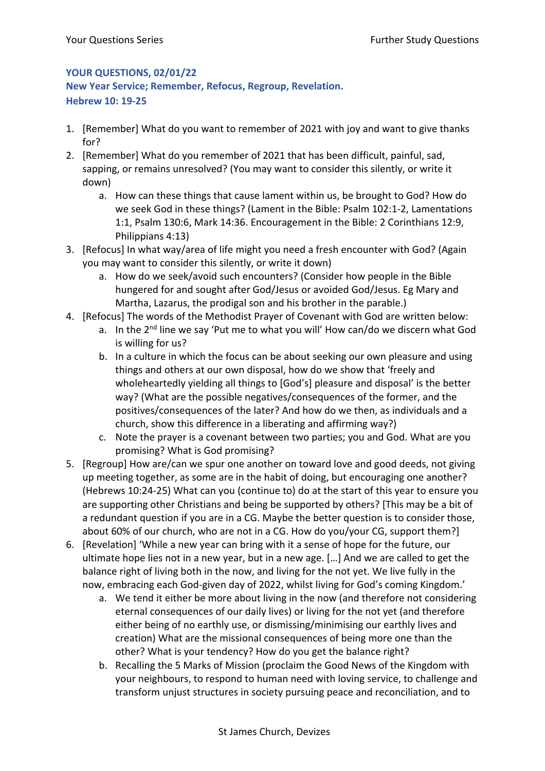**YOUR QUESTIONS, 02/01/22**
**New Year Service; Remember, Refocus, Regroup, Revelation.**
**Hebrew 10: 19-25**

1. [Remember] What do you want to remember of 2021 with joy and want to give thanks for?
2. [Remember] What do you remember of 2021 that has been difficult, painful, sad, sapping, or remains unresolved? (You may want to consider this silently, or write it down)
    a. How can these things that cause lament within us, be brought to God? How do we seek God in these things? (Lament in the Bible: Psalm 102:1-2, Lamentations 1:1, Psalm 130:6, Mark 14:36. Encouragement in the Bible: 2 Corinthians 12:9, Philippians 4:13)
3. [Refocus] In what way/area of life might you need a fresh encounter with God? (Again you may want to consider this silently, or write it down)
    a. How do we seek/avoid such encounters? (Consider how people in the Bible hungered for and sought after God/Jesus or avoided God/Jesus. Eg Mary and Martha, Lazarus, the prodigal son and his brother in the parable.)
4. [Refocus] The words of the Methodist Prayer of Covenant with God are written below:
    a. In the 2nd line we say 'Put me to what you will' How can/do we discern what God is willing for us?
    b. In a culture in which the focus can be about seeking our own pleasure and using things and others at our own disposal, how do we show that 'freely and wholeheartedly yielding all things to [God's] pleasure and disposal' is the better way? (What are the possible negatives/consequences of the former, and the positives/consequences of the later? And how do we then, as individuals and a church, show this difference in a liberating and affirming way?)
    c. Note the prayer is a covenant between two parties; you and God. What are you promising? What is God promising?
5. [Regroup] How are/can we spur one another on toward love and good deeds, not giving up meeting together, as some are in the habit of doing, but encouraging one another? (Hebrews 10:24-25) What can you (continue to) do at the start of this year to ensure you are supporting other Christians and being be supported by others? [This may be a bit of a redundant question if you are in a CG. Maybe the better question is to consider those, about 60% of our church, who are not in a CG. How do you/your CG, support them?]
6. [Revelation] 'While a new year can bring with it a sense of hope for the future, our ultimate hope lies not in a new year, but in a new age. […] And we are called to get the balance right of living both in the now, and living for the not yet. We live fully in the now, embracing each God-given day of 2022, whilst living for God's coming Kingdom.'
    a. We tend it either be more about living in the now (and therefore not considering eternal consequences of our daily lives) or living for the not yet (and therefore either being of no earthly use, or dismissing/minimising our earthly lives and creation) What are the missional consequences of being more one than the other? What is your tendency? How do you get the balance right?
    b. Recalling the 5 Marks of Mission (proclaim the Good News of the Kingdom with your neighbours, to respond to human need with loving service, to challenge and transform unjust structures in society pursuing peace and reconciliation, and to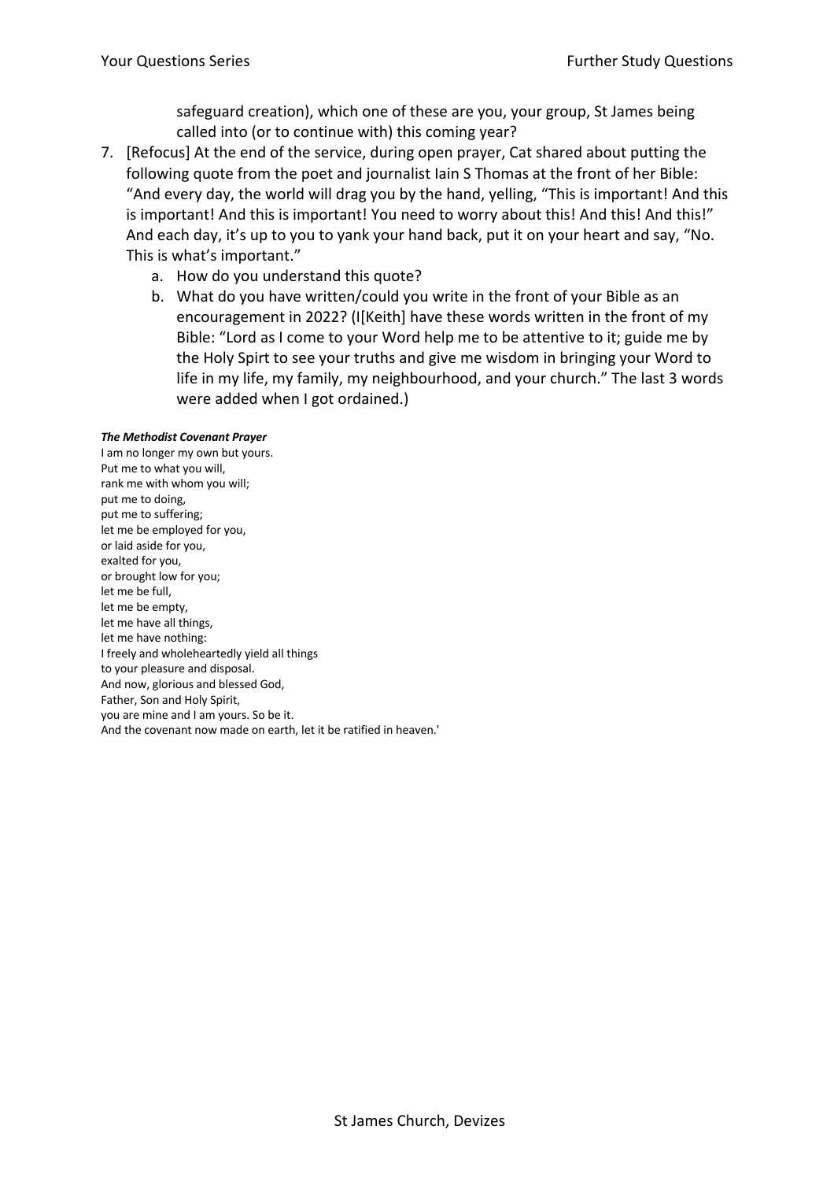safeguard creation), which one of these are you, your group, St James being called into (or to continue with) this coming year?

7. [Refocus] At the end of the service, during open prayer, Cat shared about putting the following quote from the poet and journalist Iain S Thomas at the front of her Bible: "And every day, the world will drag you by the hand, yelling, "This is important! And this is important! And this is important! You need to worry about this! And this! And this!" And each day, it's up to you to yank your hand back, put it on your heart and say, "No. This is what's important."
    a. How do you understand this quote?
    b. What do you have written/could you write in the front of your Bible as an encouragement in 2022? (I[Keith] have these words written in the front of my Bible: "Lord as I come to your Word help me to be attentive to it; guide me by the Holy Spirt to see your truths and give me wisdom in bringing your Word to life in my life, my family, my neighbourhood, and your church." The last 3 words were added when I got ordained.)

***The Methodist Covenant Prayer***

I am no longer my own but yours.
Put me to what you will,
rank me with whom you will;
put me to doing,
put me to suffering;
let me be employed for you,
or laid aside for you,
exalted for you,
or brought low for you;
let me be full,
let me be empty,
let me have all things,
let me have nothing:
I freely and wholeheartedly yield all things
to your pleasure and disposal.
And now, glorious and blessed God,
Father, Son and Holy Spirit,
you are mine and I am yours. So be it.
And the covenant now made on earth, let it be ratified in heaven.'